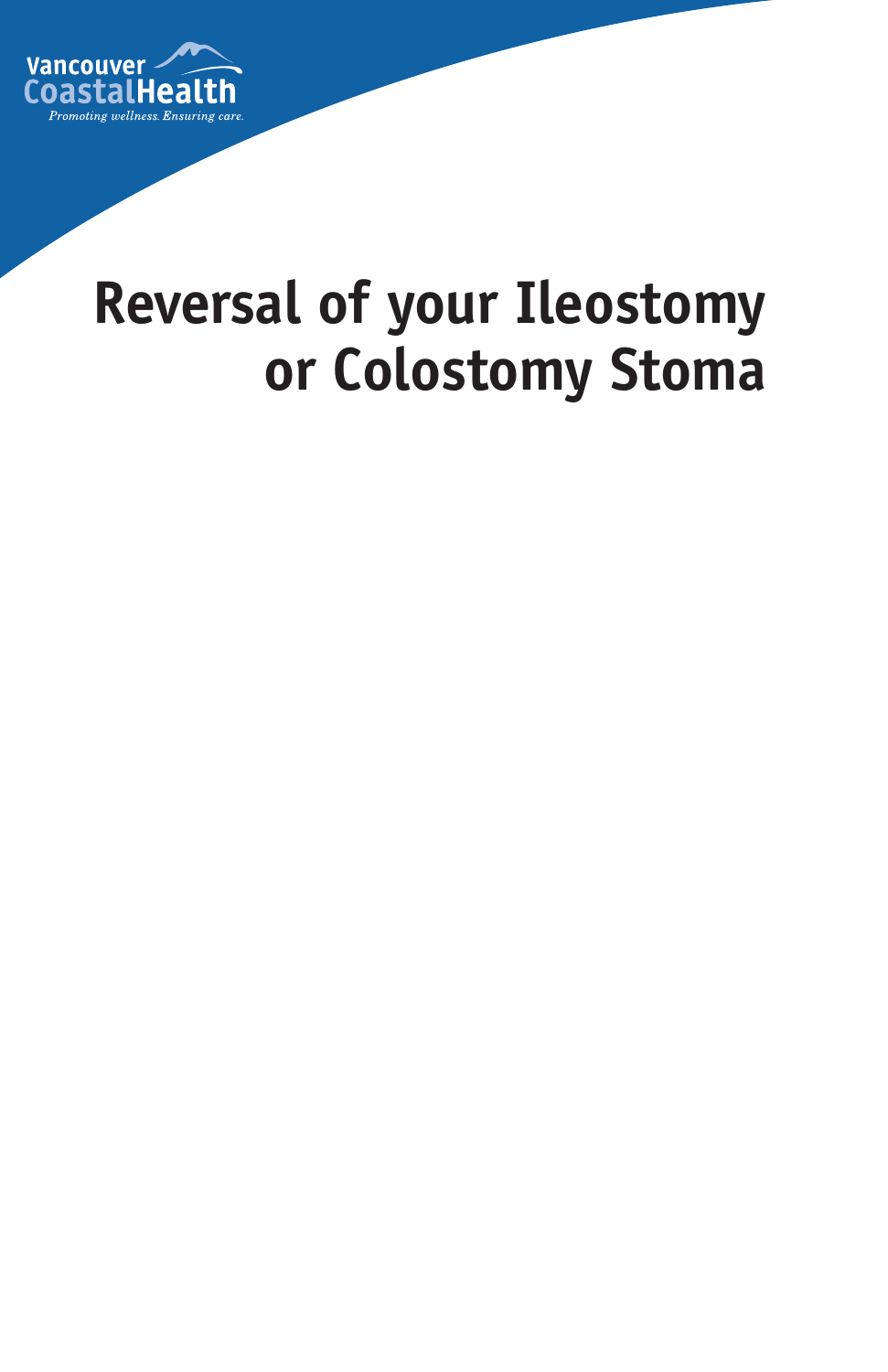Vancouver Coastal Health

*Promoting wellness. Ensuring care.*

# Reversal of your Ileostomy or Colostomy Stoma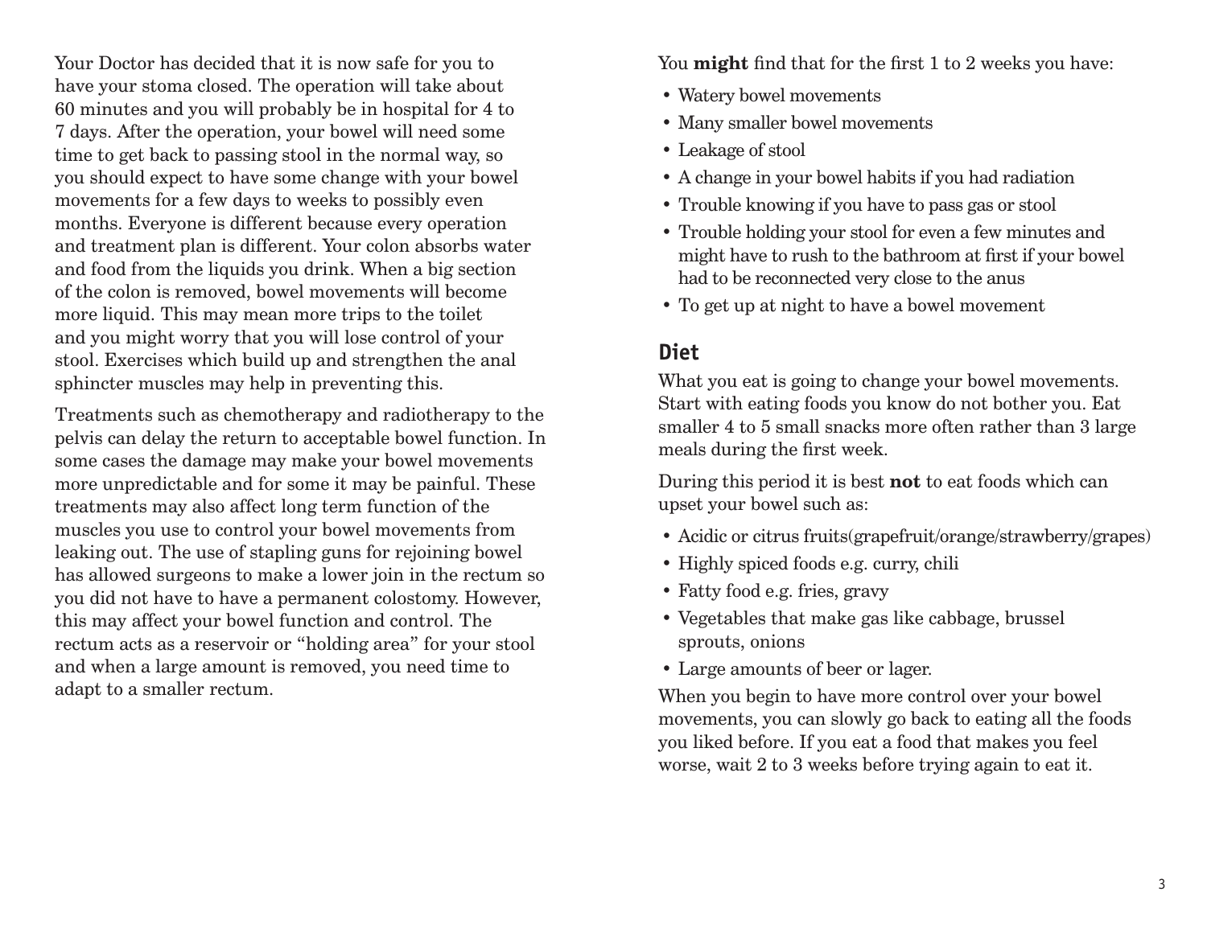Your Doctor has decided that it is now safe for you to have your stoma closed. The operation will take about 60 minutes and you will probably be in hospital for 4 to 7 days. After the operation, your bowel will need some time to get back to passing stool in the normal way, so you should expect to have some change with your bowel movements for a few days to weeks to possibly even months. Everyone is different because every operation and treatment plan is different. Your colon absorbs water and food from the liquids you drink. When a big section of the colon is removed, bowel movements will become more liquid. This may mean more trips to the toilet and you might worry that you will lose control of your stool. Exercises which build up and strengthen the anal sphincter muscles may help in preventing this.

Treatments such as chemotherapy and radiotherapy to the pelvis can delay the return to acceptable bowel function. In some cases the damage may make your bowel movements more unpredictable and for some it may be painful. These treatments may also affect long term function of the muscles you use to control your bowel movements from leaking out. The use of stapling guns for rejoining bowel has allowed surgeons to make a lower join in the rectum so you did not have to have a permanent colostomy. However, this may affect your bowel function and control. The rectum acts as a reservoir or "holding area" for your stool and when a large amount is removed, you need time to adapt to a smaller rectum.

You **might** find that for the first 1 to 2 weeks you have:

- Watery bowel movements
- Many smaller bowel movements
- Leakage of stool
- A change in your bowel habits if you had radiation
- Trouble knowing if you have to pass gas or stool
- Trouble holding your stool for even a few minutes and might have to rush to the bathroom at first if your bowel had to be reconnected very close to the anus
- To get up at night to have a bowel movement

## Diet

What you eat is going to change your bowel movements. Start with eating foods you know do not bother you. Eat smaller 4 to 5 small snacks more often rather than 3 large meals during the first week.

During this period it is best **not** to eat foods which can upset your bowel such as:

- Acidic or citrus fruits(grapefruit/orange/strawberry/grapes)
- Highly spiced foods e.g. curry, chili
- Fatty food e.g. fries, gravy
- Vegetables that make gas like cabbage, brussel sprouts, onions
- Large amounts of beer or lager.

When you begin to have more control over your bowel movements, you can slowly go back to eating all the foods you liked before. If you eat a food that makes you feel worse, wait 2 to 3 weeks before trying again to eat it.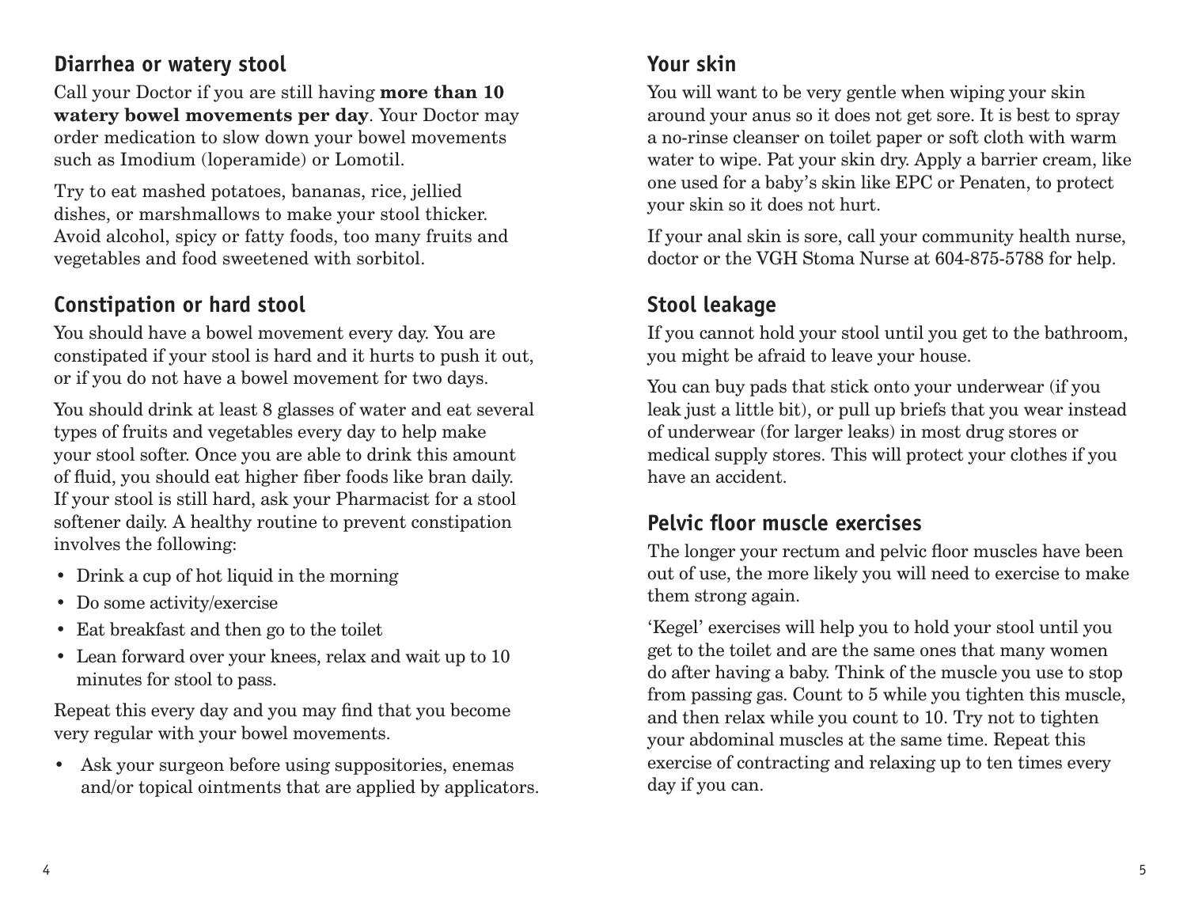## Diarrhea or watery stool

Call your Doctor if you are still having **more than 10 watery bowel movements per day**. Your Doctor may order medication to slow down your bowel movements such as Imodium (loperamide) or Lomotil.

Try to eat mashed potatoes, bananas, rice, jellied dishes, or marshmallows to make your stool thicker. Avoid alcohol, spicy or fatty foods, too many fruits and vegetables and food sweetened with sorbitol.

## Constipation or hard stool

You should have a bowel movement every day. You are constipated if your stool is hard and it hurts to push it out, or if you do not have a bowel movement for two days.

You should drink at least 8 glasses of water and eat several types of fruits and vegetables every day to help make your stool softer. Once you are able to drink this amount of fluid, you should eat higher fiber foods like bran daily. If your stool is still hard, ask your Pharmacist for a stool softener daily. A healthy routine to prevent constipation involves the following:

- Drink a cup of hot liquid in the morning
- Do some activity/exercise
- Eat breakfast and then go to the toilet
- Lean forward over your knees, relax and wait up to 10 minutes for stool to pass.

Repeat this every day and you may find that you become very regular with your bowel movements.

- Ask your surgeon before using suppositories, enemas and/or topical ointments that are applied by applicators.

## Your skin

You will want to be very gentle when wiping your skin around your anus so it does not get sore. It is best to spray a no-rinse cleanser on toilet paper or soft cloth with warm water to wipe. Pat your skin dry. Apply a barrier cream, like one used for a baby's skin like EPC or Penaten, to protect your skin so it does not hurt.

If your anal skin is sore, call your community health nurse, doctor or the VGH Stoma Nurse at 604-875-5788 for help.

## Stool leakage

If you cannot hold your stool until you get to the bathroom, you might be afraid to leave your house.

You can buy pads that stick onto your underwear (if you leak just a little bit), or pull up briefs that you wear instead of underwear (for larger leaks) in most drug stores or medical supply stores. This will protect your clothes if you have an accident.

## Pelvic floor muscle exercises

The longer your rectum and pelvic floor muscles have been out of use, the more likely you will need to exercise to make them strong again.

'Kegel' exercises will help you to hold your stool until you get to the toilet and are the same ones that many women do after having a baby. Think of the muscle you use to stop from passing gas. Count to 5 while you tighten this muscle, and then relax while you count to 10. Try not to tighten your abdominal muscles at the same time. Repeat this exercise of contracting and relaxing up to ten times every day if you can.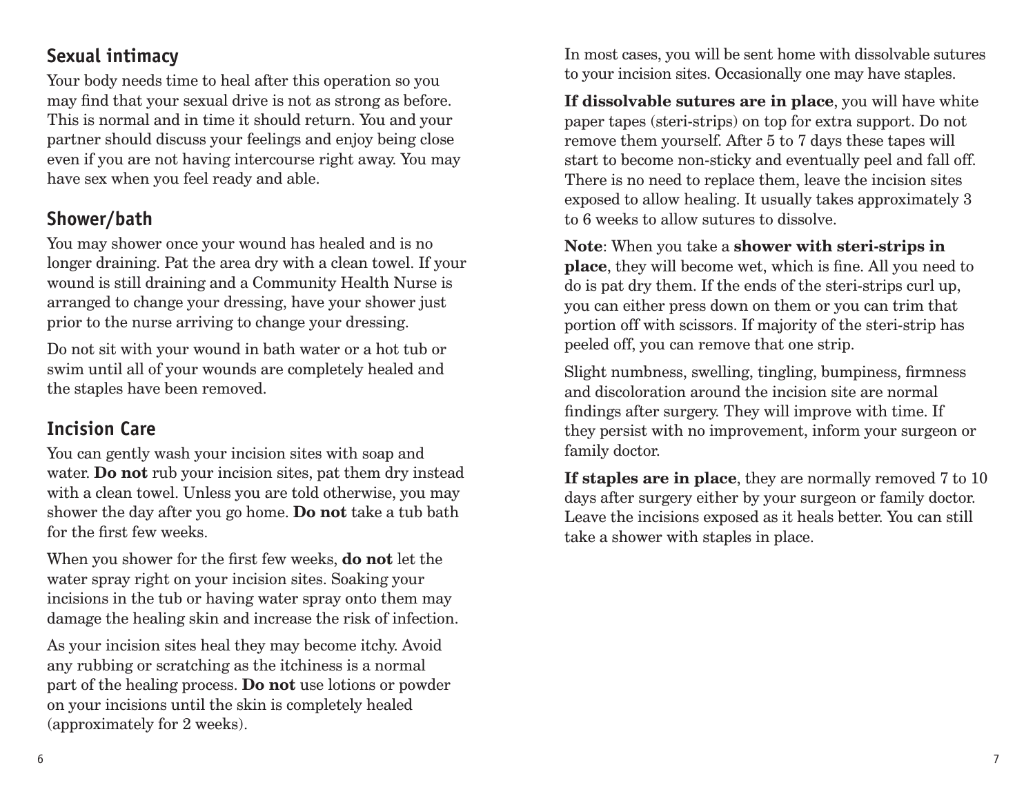## Sexual intimacy

Your body needs time to heal after this operation so you may find that your sexual drive is not as strong as before. This is normal and in time it should return. You and your partner should discuss your feelings and enjoy being close even if you are not having intercourse right away. You may have sex when you feel ready and able.

## Shower/bath

You may shower once your wound has healed and is no longer draining. Pat the area dry with a clean towel. If your wound is still draining and a Community Health Nurse is arranged to change your dressing, have your shower just prior to the nurse arriving to change your dressing.

Do not sit with your wound in bath water or a hot tub or swim until all of your wounds are completely healed and the staples have been removed.

## Incision Care

You can gently wash your incision sites with soap and water. **Do not** rub your incision sites, pat them dry instead with a clean towel. Unless you are told otherwise, you may shower the day after you go home. **Do not** take a tub bath for the first few weeks.

When you shower for the first few weeks, **do not** let the water spray right on your incision sites. Soaking your incisions in the tub or having water spray onto them may damage the healing skin and increase the risk of infection.

As your incision sites heal they may become itchy. Avoid any rubbing or scratching as the itchiness is a normal part of the healing process. **Do not** use lotions or powder on your incisions until the skin is completely healed (approximately for 2 weeks).

In most cases, you will be sent home with dissolvable sutures to your incision sites. Occasionally one may have staples.

**If dissolvable sutures are in place**, you will have white paper tapes (steri-strips) on top for extra support. Do not remove them yourself. After 5 to 7 days these tapes will start to become non-sticky and eventually peel and fall off. There is no need to replace them, leave the incision sites exposed to allow healing. It usually takes approximately 3 to 6 weeks to allow sutures to dissolve.

**Note**: When you take a **shower with steri-strips in place**, they will become wet, which is fine. All you need to do is pat dry them. If the ends of the steri-strips curl up, you can either press down on them or you can trim that portion off with scissors. If majority of the steri-strip has peeled off, you can remove that one strip.

Slight numbness, swelling, tingling, bumpiness, firmness and discoloration around the incision site are normal findings after surgery. They will improve with time. If they persist with no improvement, inform your surgeon or family doctor.

**If staples are in place**, they are normally removed 7 to 10 days after surgery either by your surgeon or family doctor. Leave the incisions exposed as it heals better. You can still take a shower with staples in place.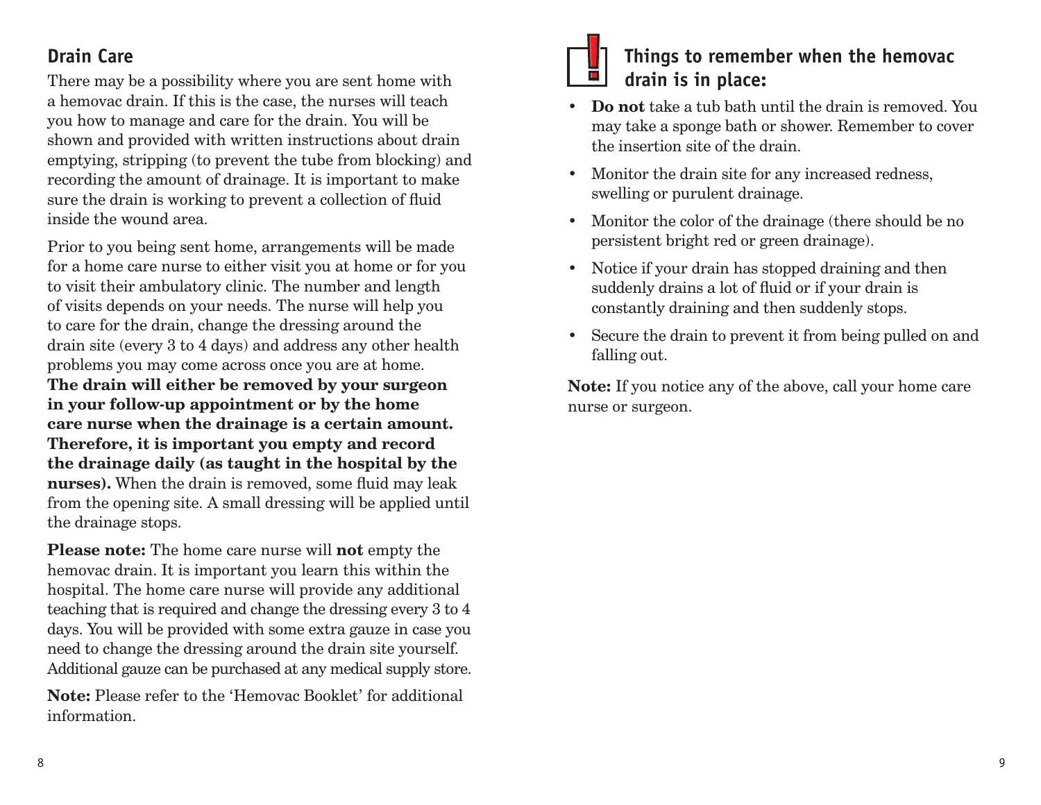## Drain Care

There may be a possibility where you are sent home with a hemovac drain. If this is the case, the nurses will teach you how to manage and care for the drain. You will be shown and provided with written instructions about drain emptying, stripping (to prevent the tube from blocking) and recording the amount of drainage. It is important to make sure the drain is working to prevent a collection of fluid inside the wound area.

Prior to you being sent home, arrangements will be made for a home care nurse to either visit you at home or for you to visit their ambulatory clinic. The number and length of visits depends on your needs. The nurse will help you to care for the drain, change the dressing around the drain site (every 3 to 4 days) and address any other health problems you may come across once you are at home. **The drain will either be removed by your surgeon in your follow-up appointment or by the home care nurse when the drainage is a certain amount. Therefore, it is important you empty and record the drainage daily (as taught in the hospital by the nurses).** When the drain is removed, some fluid may leak from the opening site. A small dressing will be applied until the drainage stops.

**Please note:** The home care nurse will **not** empty the hemovac drain. It is important you learn this within the hospital. The home care nurse will provide any additional teaching that is required and change the dressing every 3 to 4 days. You will be provided with some extra gauze in case you need to change the dressing around the drain site yourself. Additional gauze can be purchased at any medical supply store.

**Note:** Please refer to the 'Hemovac Booklet' for additional information.

### Things to remember when the hemovac drain is in place:

- **Do not** take a tub bath until the drain is removed. You may take a sponge bath or shower. Remember to cover the insertion site of the drain.
- Monitor the drain site for any increased redness, swelling or purulent drainage.
- Monitor the color of the drainage (there should be no persistent bright red or green drainage).
- Notice if your drain has stopped draining and then suddenly drains a lot of fluid or if your drain is constantly draining and then suddenly stops.
- Secure the drain to prevent it from being pulled on and falling out.

**Note:** If you notice any of the above, call your home care nurse or surgeon.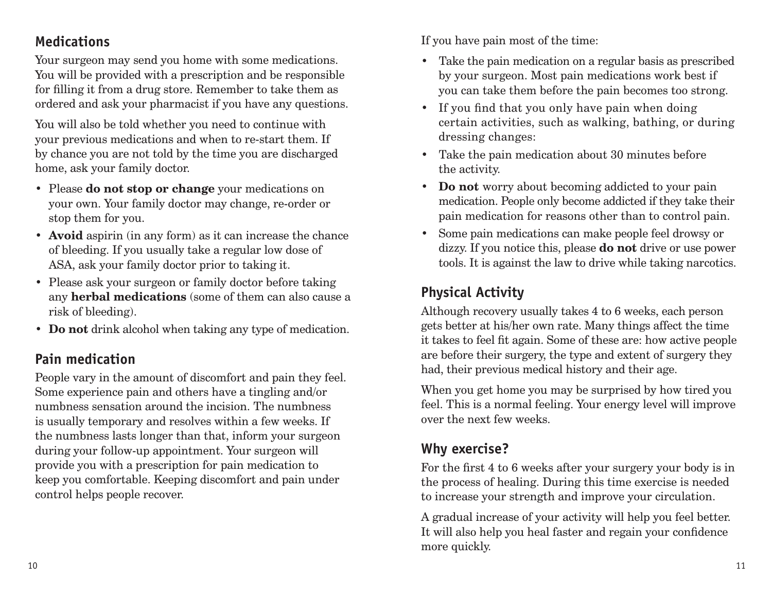## Medications

Your surgeon may send you home with some medications. You will be provided with a prescription and be responsible for filling it from a drug store. Remember to take them as ordered and ask your pharmacist if you have any questions.

You will also be told whether you need to continue with your previous medications and when to re-start them. If by chance you are not told by the time you are discharged home, ask your family doctor.

- Please **do not stop or change** your medications on your own. Your family doctor may change, re-order or stop them for you.
- **Avoid** aspirin (in any form) as it can increase the chance of bleeding. If you usually take a regular low dose of ASA, ask your family doctor prior to taking it.
- Please ask your surgeon or family doctor before taking any **herbal medications** (some of them can also cause a risk of bleeding).
- **Do not** drink alcohol when taking any type of medication.

## Pain medication

People vary in the amount of discomfort and pain they feel. Some experience pain and others have a tingling and/or numbness sensation around the incision. The numbness is usually temporary and resolves within a few weeks. If the numbness lasts longer than that, inform your surgeon during your follow-up appointment. Your surgeon will provide you with a prescription for pain medication to keep you comfortable. Keeping discomfort and pain under control helps people recover.

If you have pain most of the time:

- Take the pain medication on a regular basis as prescribed by your surgeon. Most pain medications work best if you can take them before the pain becomes too strong.
- If you find that you only have pain when doing certain activities, such as walking, bathing, or during dressing changes:
- Take the pain medication about 30 minutes before the activity.
- **Do not** worry about becoming addicted to your pain medication. People only become addicted if they take their pain medication for reasons other than to control pain.
- Some pain medications can make people feel drowsy or dizzy. If you notice this, please **do not** drive or use power tools. It is against the law to drive while taking narcotics.

## Physical Activity

Although recovery usually takes 4 to 6 weeks, each person gets better at his/her own rate. Many things affect the time it takes to feel fit again. Some of these are: how active people are before their surgery, the type and extent of surgery they had, their previous medical history and their age.

When you get home you may be surprised by how tired you feel. This is a normal feeling. Your energy level will improve over the next few weeks.

## Why exercise?

For the first 4 to 6 weeks after your surgery your body is in the process of healing. During this time exercise is needed to increase your strength and improve your circulation.

A gradual increase of your activity will help you feel better. It will also help you heal faster and regain your confidence more quickly.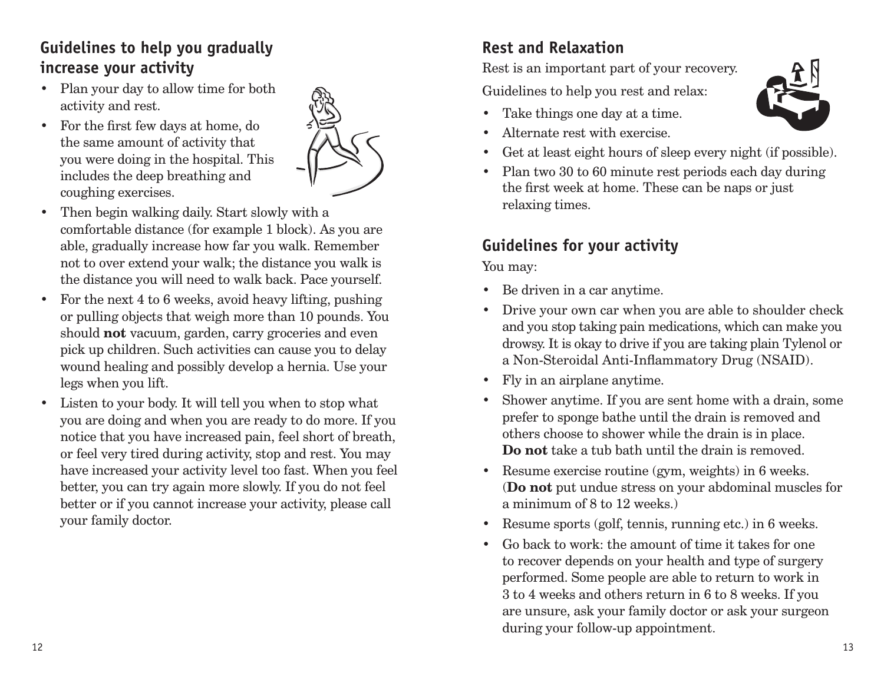## Guidelines to help you gradually increase your activity

- Plan your day to allow time for both activity and rest.
- For the first few days at home, do the same amount of activity that you were doing in the hospital. This includes the deep breathing and coughing exercises.
- Then begin walking daily. Start slowly with a comfortable distance (for example 1 block). As you are able, gradually increase how far you walk. Remember not to over extend your walk; the distance you walk is the distance you will need to walk back. Pace yourself.
- For the next 4 to 6 weeks, avoid heavy lifting, pushing or pulling objects that weigh more than 10 pounds. You should **not** vacuum, garden, carry groceries and even pick up children. Such activities can cause you to delay wound healing and possibly develop a hernia. Use your legs when you lift.
- Listen to your body. It will tell you when to stop what you are doing and when you are ready to do more. If you notice that you have increased pain, feel short of breath, or feel very tired during activity, stop and rest. You may have increased your activity level too fast. When you feel better, you can try again more slowly. If you do not feel better or if you cannot increase your activity, please call your family doctor.

## Rest and Relaxation

Rest is an important part of your recovery.

Guidelines to help you rest and relax:

- Take things one day at a time.
- Alternate rest with exercise.
- Get at least eight hours of sleep every night (if possible).
- Plan two 30 to 60 minute rest periods each day during the first week at home. These can be naps or just relaxing times.

## Guidelines for your activity

You may:

- Be driven in a car anytime.
- Drive your own car when you are able to shoulder check and you stop taking pain medications, which can make you drowsy. It is okay to drive if you are taking plain Tylenol or a Non-Steroidal Anti-Inflammatory Drug (NSAID).
- Fly in an airplane anytime.
- Shower anytime. If you are sent home with a drain, some prefer to sponge bathe until the drain is removed and others choose to shower while the drain is in place. **Do not** take a tub bath until the drain is removed.
- Resume exercise routine (gym, weights) in 6 weeks. (**Do not** put undue stress on your abdominal muscles for a minimum of 8 to 12 weeks.)
- Resume sports (golf, tennis, running etc.) in 6 weeks.
- Go back to work: the amount of time it takes for one to recover depends on your health and type of surgery performed. Some people are able to return to work in 3 to 4 weeks and others return in 6 to 8 weeks. If you are unsure, ask your family doctor or ask your surgeon during your follow-up appointment.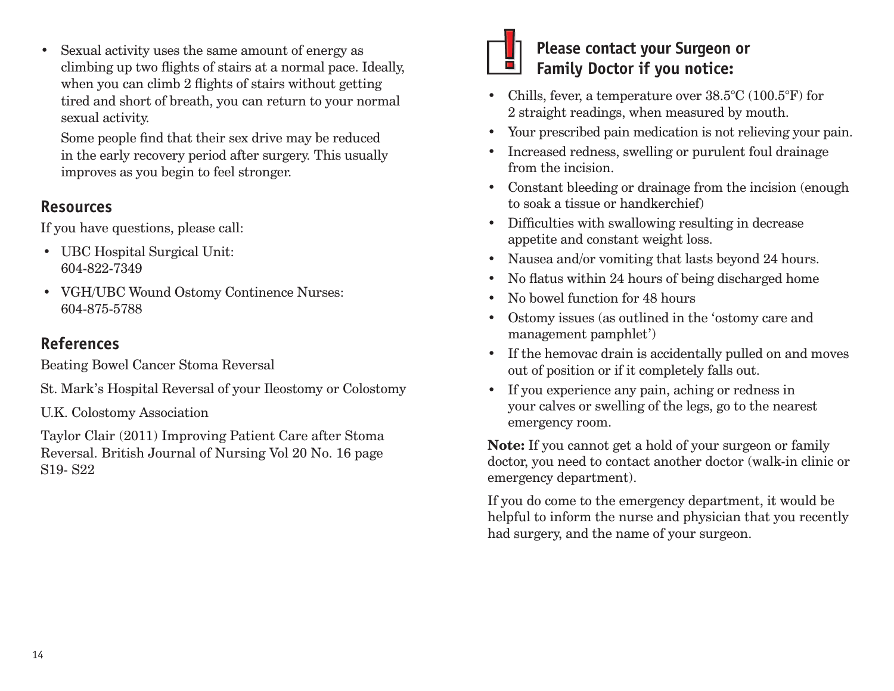- Sexual activity uses the same amount of energy as climbing up two flights of stairs at a normal pace. Ideally, when you can climb 2 flights of stairs without getting tired and short of breath, you can return to your normal sexual activity.

  Some people find that their sex drive may be reduced in the early recovery period after surgery. This usually improves as you begin to feel stronger.

## Resources

If you have questions, please call:

- UBC Hospital Surgical Unit: 604-822-7349
- VGH/UBC Wound Ostomy Continence Nurses: 604-875-5788

## References

Beating Bowel Cancer Stoma Reversal

St. Mark's Hospital Reversal of your Ileostomy or Colostomy

U.K. Colostomy Association

Taylor Clair (2011) Improving Patient Care after Stoma Reversal. British Journal of Nursing Vol 20 No. 16 page S19- S22

## Please contact your Surgeon or Family Doctor if you notice:

- Chills, fever, a temperature over 38.5°C (100.5°F) for 2 straight readings, when measured by mouth.
- Your prescribed pain medication is not relieving your pain.
- Increased redness, swelling or purulent foul drainage from the incision.
- Constant bleeding or drainage from the incision (enough to soak a tissue or handkerchief)
- Difficulties with swallowing resulting in decrease appetite and constant weight loss.
- Nausea and/or vomiting that lasts beyond 24 hours.
- No flatus within 24 hours of being discharged home
- No bowel function for 48 hours
- Ostomy issues (as outlined in the 'ostomy care and management pamphlet')
- If the hemovac drain is accidentally pulled on and moves out of position or if it completely falls out.
- If you experience any pain, aching or redness in your calves or swelling of the legs, go to the nearest emergency room.

**Note:** If you cannot get a hold of your surgeon or family doctor, you need to contact another doctor (walk-in clinic or emergency department).

If you do come to the emergency department, it would be helpful to inform the nurse and physician that you recently had surgery, and the name of your surgeon.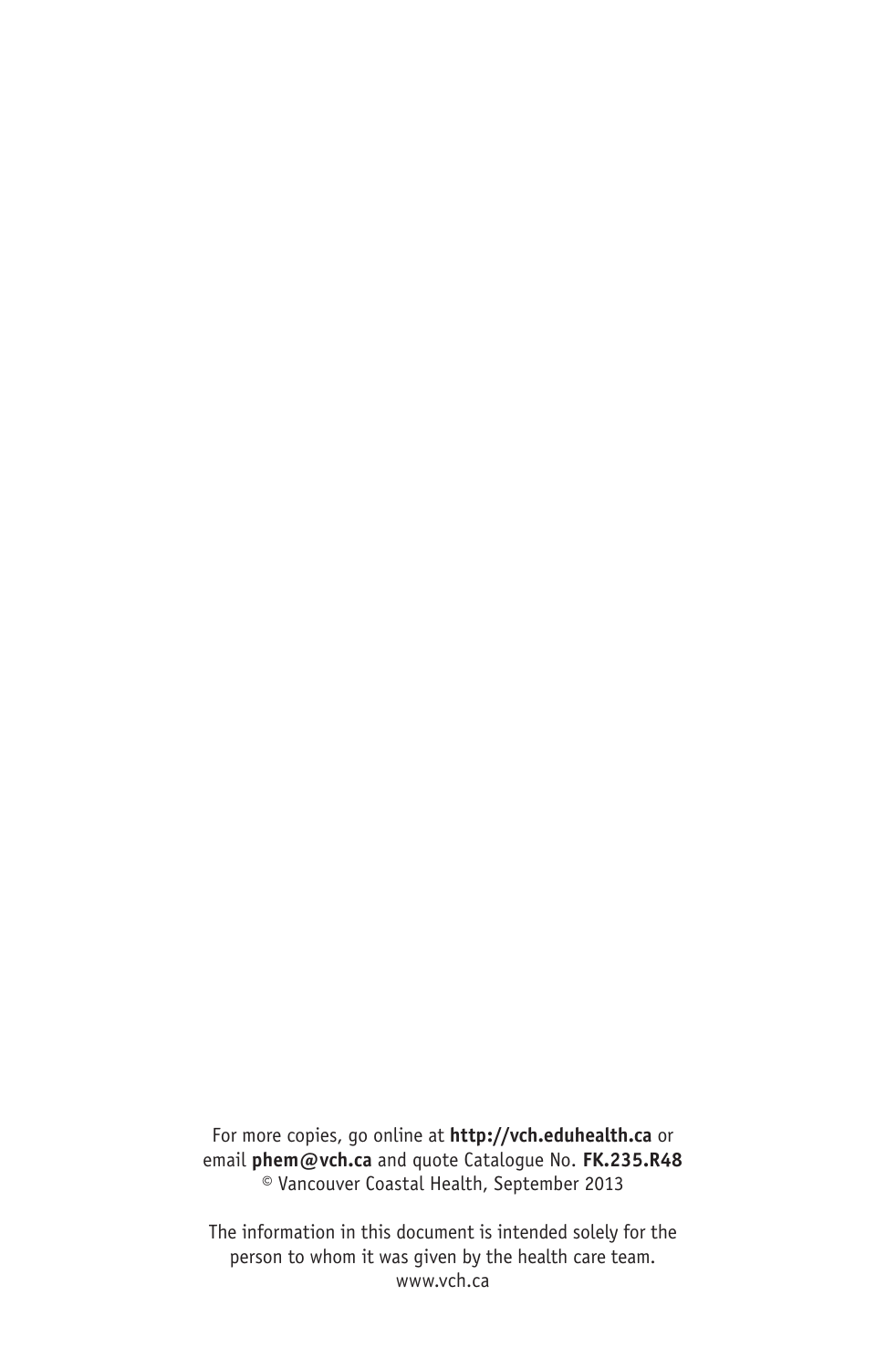For more copies, go online at **http://vch.eduhealth.ca** or email **phem@vch.ca** and quote Catalogue No. **FK.235.R48**
© Vancouver Coastal Health, September 2013

The information in this document is intended solely for the person to whom it was given by the health care team.
www.vch.ca